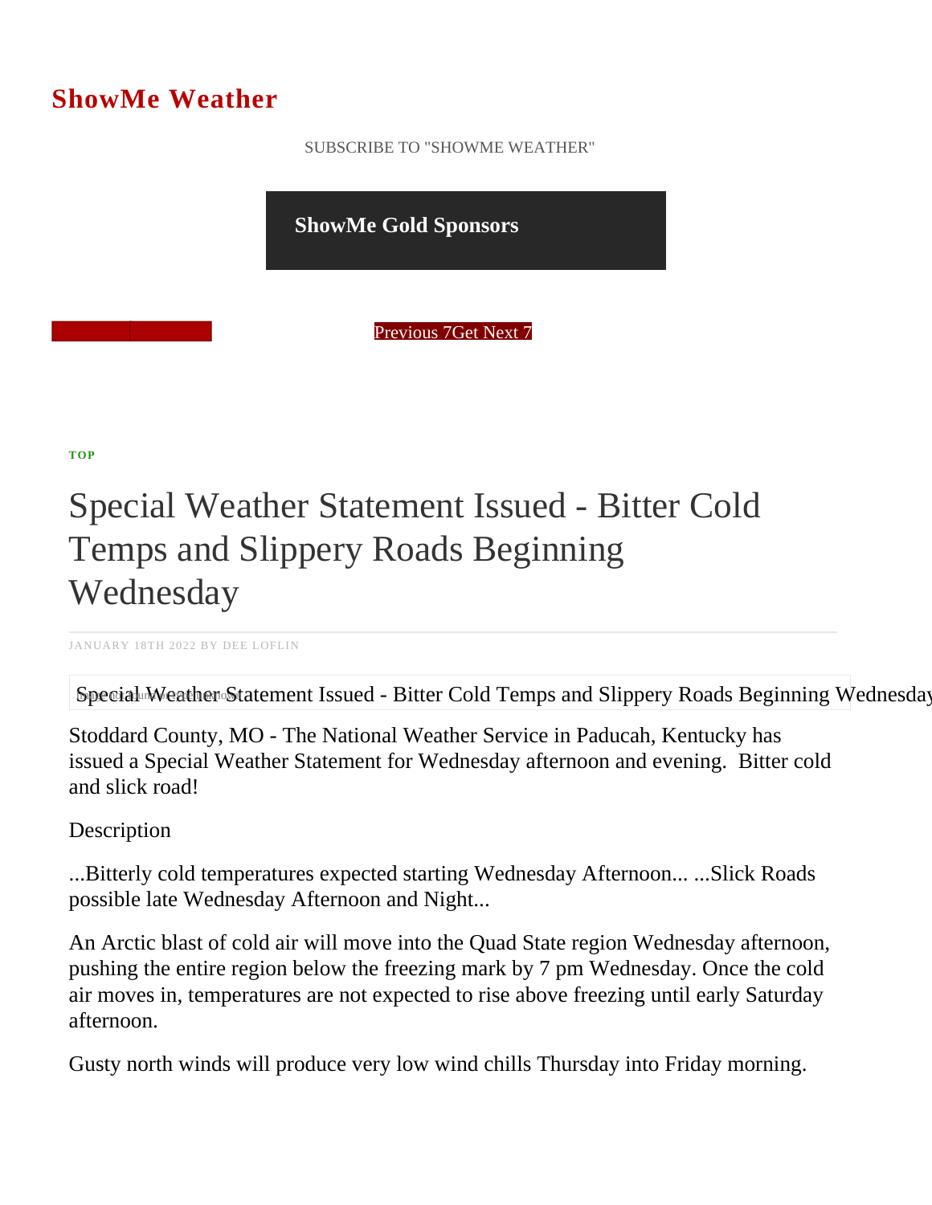# ShowMe Weather

SUBSCRIBE TO "SHOWME WEATHER"

**ShowMe Gold Sponsors**

Previous 7Get Next 7

**TOP**

## Special Weather Statement Issued - Bitter Cold Temps and Slippery Roads Beginning Wednesday

JANUARY 18TH 2022 BY DEE LOFLIN

Special Weather Statement Issued - Bitter Cold Temps and Slippery Roads Beginning Wednesday

Stoddard County, MO - The National Weather Service in Paducah, Kentucky has issued a Special Weather Statement for Wednesday afternoon and evening.  Bitter cold and slick road!

Description

...Bitterly cold temperatures expected starting Wednesday Afternoon... ...Slick Roads possible late Wednesday Afternoon and Night...

An Arctic blast of cold air will move into the Quad State region Wednesday afternoon, pushing the entire region below the freezing mark by 7 pm Wednesday. Once the cold air moves in, temperatures are not expected to rise above freezing until early Saturday afternoon.

Gusty north winds will produce very low wind chills Thursday into Friday morning.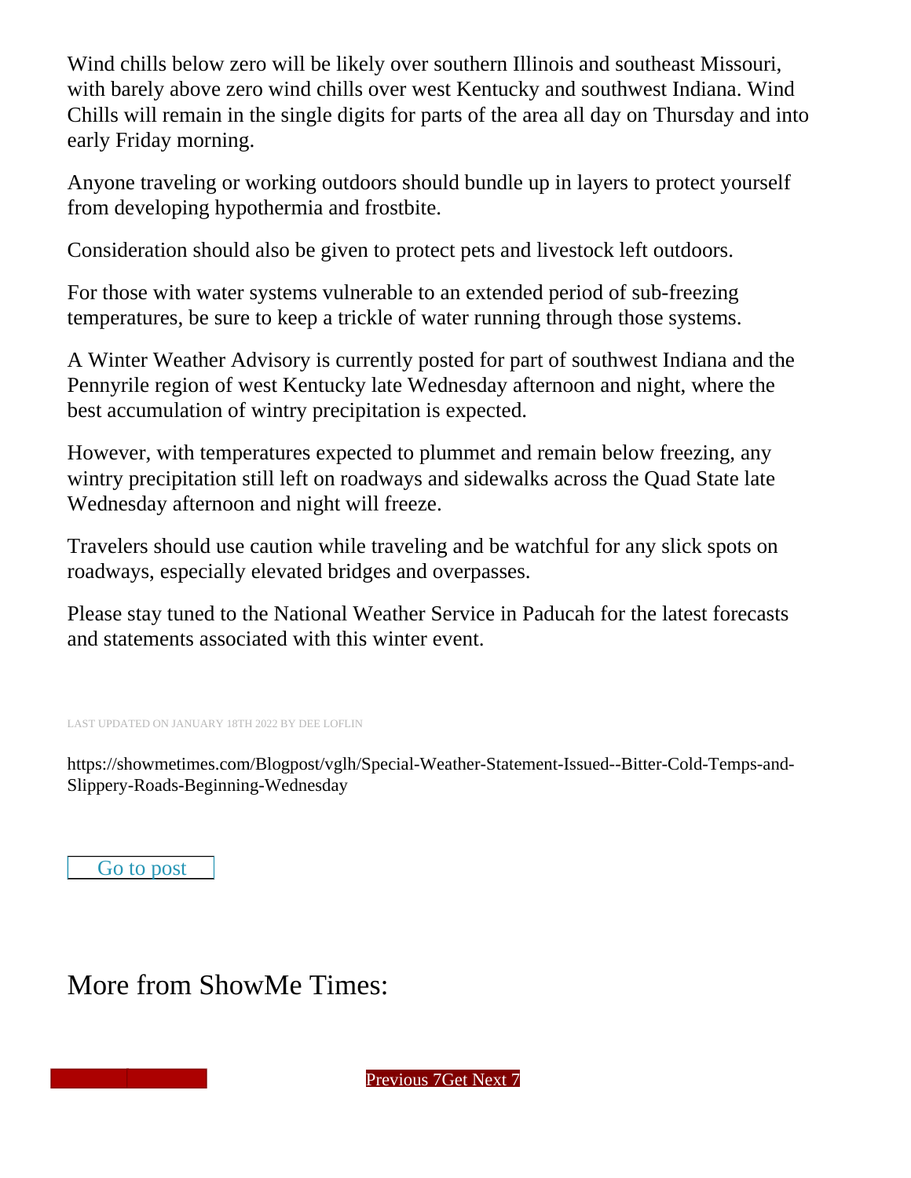Wind chills below zero will be likely over southern Illinois and southeast Missouri, with barely above zero wind chills over west Kentucky and southwest Indiana. Wind Chills will remain in the single digits for parts of the area all day on Thursday and into early Friday morning.

Anyone traveling or working outdoors should bundle up in layers to protect yourself from developing hypothermia and frostbite.

Consideration should also be given to protect pets and livestock left outdoors.

For those with water systems vulnerable to an extended period of sub-freezing temperatures, be sure to keep a trickle of water running through those systems.

A Winter Weather Advisory is currently posted for part of southwest Indiana and the Pennyrile region of west Kentucky late Wednesday afternoon and night, where the best accumulation of wintry precipitation is expected.

However, with temperatures expected to plummet and remain below freezing, any wintry precipitation still left on roadways and sidewalks across the Quad State late Wednesday afternoon and night will freeze.

Travelers should use caution while traveling and be watchful for any slick spots on roadways, especially elevated bridges and overpasses.

Please stay tuned to the National Weather Service in Paducah for the latest forecasts and statements associated with this winter event.

LAST UPDATED ON JANUARY 18TH 2022 BY DEE LOFLIN

https://showmetimes.com/Blogpost/vglh/Special-Weather-Statement-Issued--Bitter-Cold-Temps-and-Slippery-Roads-Beginning-Wednesday

Go to post

## More from ShowMe Times:

Previous 7Get Next 7